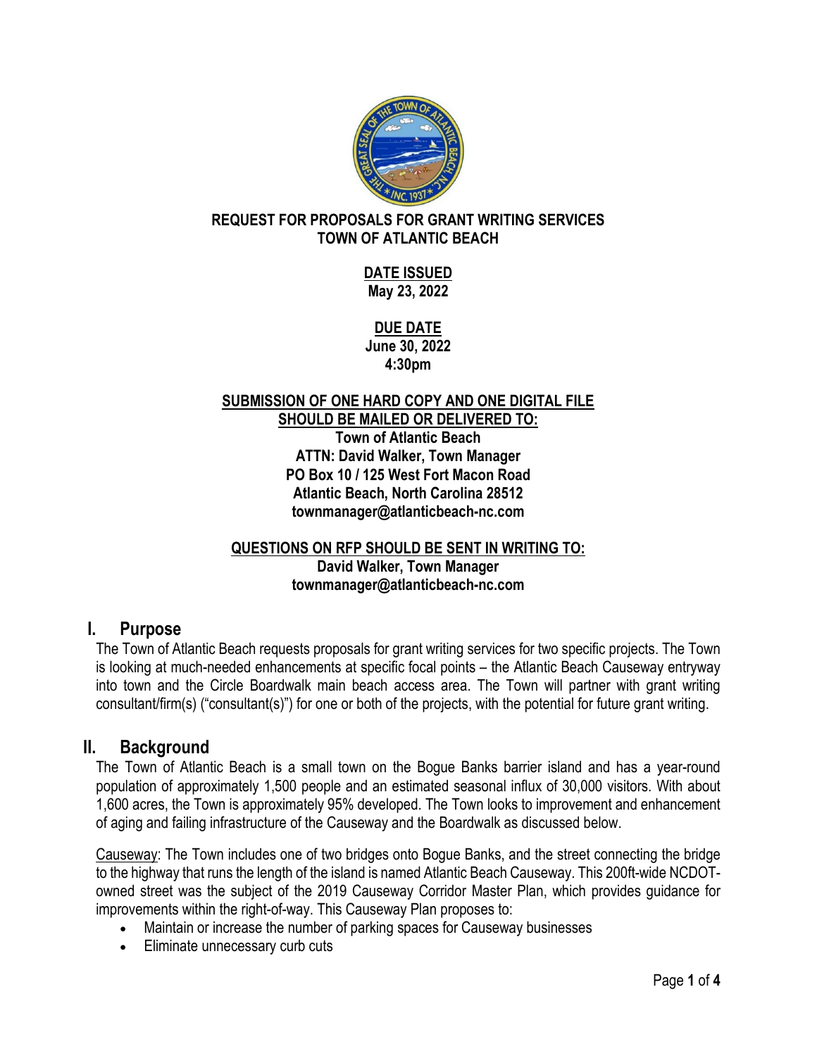**REQUEST FOR PROPOSALS FOR GRANT WRITING SERVICES**
**TOWN OF ATLANTIC BEACH**

**DATE ISSUED**
**May 23, 2022**

**DUE DATE**
**June 30, 2022**
**4:30pm**

**SUBMISSION OF ONE HARD COPY AND ONE DIGITAL FILE SHOULD BE MAILED OR DELIVERED TO:**
**Town of Atlantic Beach**
**ATTN: David Walker, Town Manager**
**PO Box 10 / 125 West Fort Macon Road**
**Atlantic Beach, North Carolina 28512**
**townmanager@atlanticbeach-nc.com**

**QUESTIONS ON RFP SHOULD BE SENT IN WRITING TO:**
**David Walker, Town Manager**
**townmanager@atlanticbeach-nc.com**

## I. Purpose

The Town of Atlantic Beach requests proposals for grant writing services for two specific projects. The Town is looking at much-needed enhancements at specific focal points – the Atlantic Beach Causeway entryway into town and the Circle Boardwalk main beach access area. The Town will partner with grant writing consultant/firm(s) ("consultant(s)") for one or both of the projects, with the potential for future grant writing.

## II. Background

The Town of Atlantic Beach is a small town on the Bogue Banks barrier island and has a year-round population of approximately 1,500 people and an estimated seasonal influx of 30,000 visitors. With about 1,600 acres, the Town is approximately 95% developed. The Town looks to improvement and enhancement of aging and failing infrastructure of the Causeway and the Boardwalk as discussed below.

Causeway: The Town includes one of two bridges onto Bogue Banks, and the street connecting the bridge to the highway that runs the length of the island is named Atlantic Beach Causeway. This 200ft-wide NCDOT-owned street was the subject of the 2019 Causeway Corridor Master Plan, which provides guidance for improvements within the right-of-way. This Causeway Plan proposes to:

- Maintain or increase the number of parking spaces for Causeway businesses
- Eliminate unnecessary curb cuts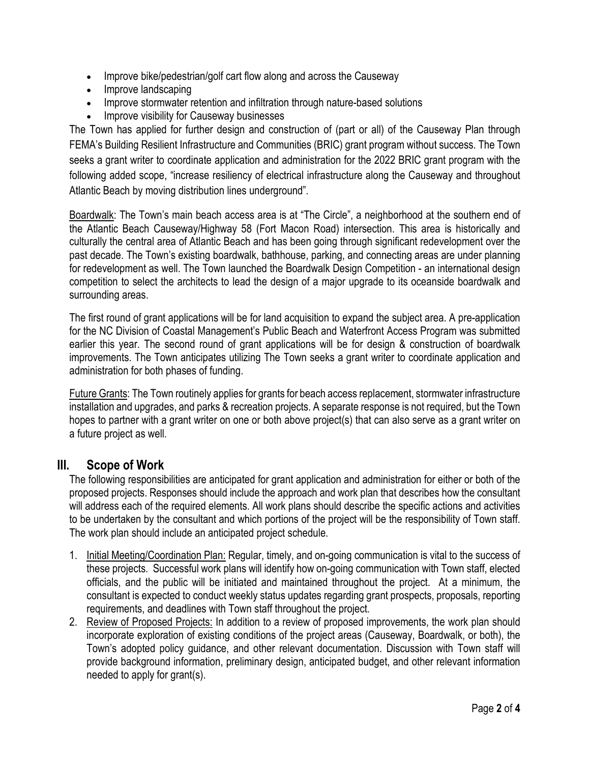- Improve bike/pedestrian/golf cart flow along and across the Causeway
- Improve landscaping
- Improve stormwater retention and infiltration through nature-based solutions
- Improve visibility for Causeway businesses

The Town has applied for further design and construction of (part or all) of the Causeway Plan through FEMA's Building Resilient Infrastructure and Communities (BRIC) grant program without success. The Town seeks a grant writer to coordinate application and administration for the 2022 BRIC grant program with the following added scope, "increase resiliency of electrical infrastructure along the Causeway and throughout Atlantic Beach by moving distribution lines underground".

Boardwalk: The Town's main beach access area is at "The Circle", a neighborhood at the southern end of the Atlantic Beach Causeway/Highway 58 (Fort Macon Road) intersection. This area is historically and culturally the central area of Atlantic Beach and has been going through significant redevelopment over the past decade. The Town's existing boardwalk, bathhouse, parking, and connecting areas are under planning for redevelopment as well. The Town launched the Boardwalk Design Competition - an international design competition to select the architects to lead the design of a major upgrade to its oceanside boardwalk and surrounding areas.

The first round of grant applications will be for land acquisition to expand the subject area. A pre-application for the NC Division of Coastal Management's Public Beach and Waterfront Access Program was submitted earlier this year. The second round of grant applications will be for design & construction of boardwalk improvements. The Town anticipates utilizing The Town seeks a grant writer to coordinate application and administration for both phases of funding.

Future Grants: The Town routinely applies for grants for beach access replacement, stormwater infrastructure installation and upgrades, and parks & recreation projects. A separate response is not required, but the Town hopes to partner with a grant writer on one or both above project(s) that can also serve as a grant writer on a future project as well.

## III. Scope of Work

The following responsibilities are anticipated for grant application and administration for either or both of the proposed projects. Responses should include the approach and work plan that describes how the consultant will address each of the required elements. All work plans should describe the specific actions and activities to be undertaken by the consultant and which portions of the project will be the responsibility of Town staff. The work plan should include an anticipated project schedule.

1. Initial Meeting/Coordination Plan: Regular, timely, and on-going communication is vital to the success of these projects. Successful work plans will identify how on-going communication with Town staff, elected officials, and the public will be initiated and maintained throughout the project. At a minimum, the consultant is expected to conduct weekly status updates regarding grant prospects, proposals, reporting requirements, and deadlines with Town staff throughout the project.
2. Review of Proposed Projects: In addition to a review of proposed improvements, the work plan should incorporate exploration of existing conditions of the project areas (Causeway, Boardwalk, or both), the Town's adopted policy guidance, and other relevant documentation. Discussion with Town staff will provide background information, preliminary design, anticipated budget, and other relevant information needed to apply for grant(s).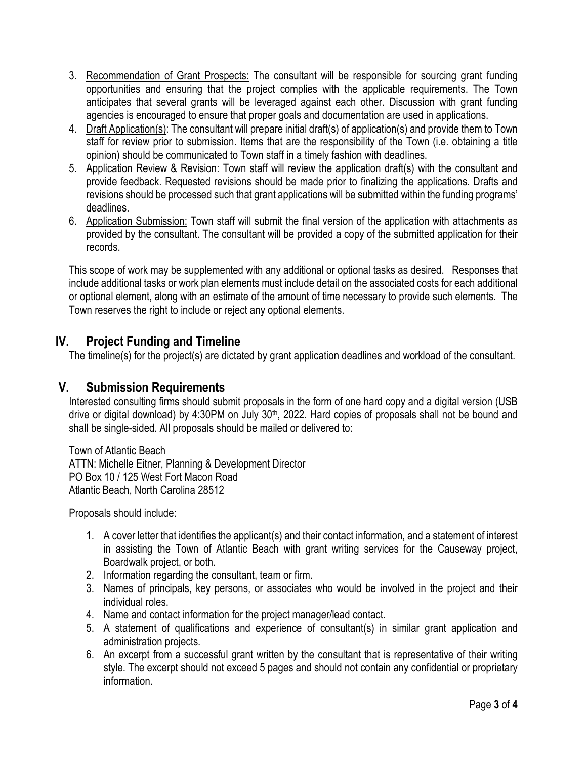3. Recommendation of Grant Prospects: The consultant will be responsible for sourcing grant funding opportunities and ensuring that the project complies with the applicable requirements. The Town anticipates that several grants will be leveraged against each other. Discussion with grant funding agencies is encouraged to ensure that proper goals and documentation are used in applications.
4. Draft Application(s): The consultant will prepare initial draft(s) of application(s) and provide them to Town staff for review prior to submission. Items that are the responsibility of the Town (i.e. obtaining a title opinion) should be communicated to Town staff in a timely fashion with deadlines.
5. Application Review & Revision: Town staff will review the application draft(s) with the consultant and provide feedback. Requested revisions should be made prior to finalizing the applications. Drafts and revisions should be processed such that grant applications will be submitted within the funding programs' deadlines.
6. Application Submission: Town staff will submit the final version of the application with attachments as provided by the consultant. The consultant will be provided a copy of the submitted application for their records.

This scope of work may be supplemented with any additional or optional tasks as desired. Responses that include additional tasks or work plan elements must include detail on the associated costs for each additional or optional element, along with an estimate of the amount of time necessary to provide such elements. The Town reserves the right to include or reject any optional elements.

## IV. Project Funding and Timeline

The timeline(s) for the project(s) are dictated by grant application deadlines and workload of the consultant.

## V. Submission Requirements

Interested consulting firms should submit proposals in the form of one hard copy and a digital version (USB drive or digital download) by 4:30PM on July 30th, 2022. Hard copies of proposals shall not be bound and shall be single-sided. All proposals should be mailed or delivered to:

Town of Atlantic Beach
ATTN: Michelle Eitner, Planning & Development Director
PO Box 10 / 125 West Fort Macon Road
Atlantic Beach, North Carolina 28512

Proposals should include:

1. A cover letter that identifies the applicant(s) and their contact information, and a statement of interest in assisting the Town of Atlantic Beach with grant writing services for the Causeway project, Boardwalk project, or both.
2. Information regarding the consultant, team or firm.
3. Names of principals, key persons, or associates who would be involved in the project and their individual roles.
4. Name and contact information for the project manager/lead contact.
5. A statement of qualifications and experience of consultant(s) in similar grant application and administration projects.
6. An excerpt from a successful grant written by the consultant that is representative of their writing style. The excerpt should not exceed 5 pages and should not contain any confidential or proprietary information.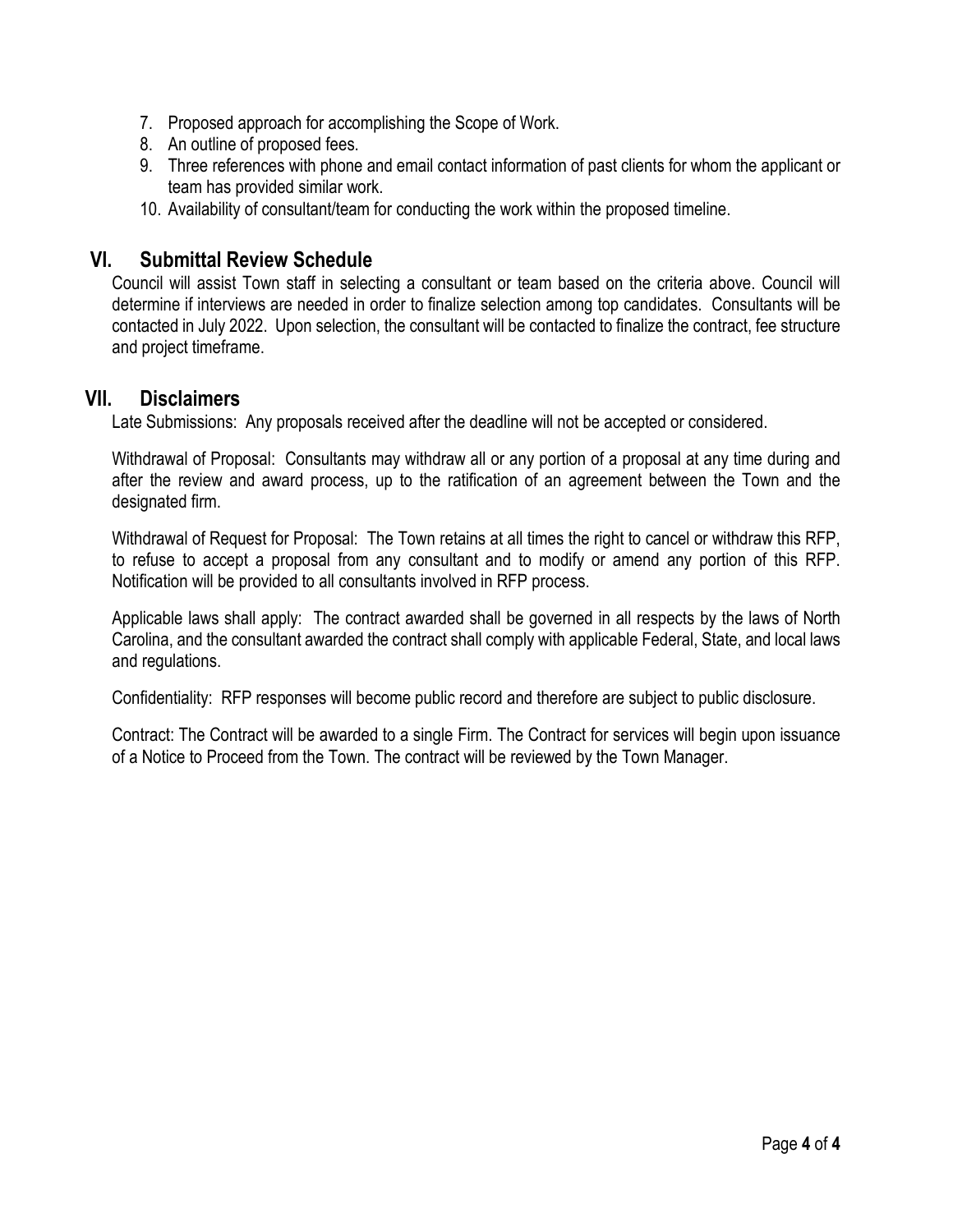7. Proposed approach for accomplishing the Scope of Work.
8. An outline of proposed fees.
9. Three references with phone and email contact information of past clients for whom the applicant or team has provided similar work.
10. Availability of consultant/team for conducting the work within the proposed timeline.

## VI. Submittal Review Schedule

Council will assist Town staff in selecting a consultant or team based on the criteria above. Council will determine if interviews are needed in order to finalize selection among top candidates. Consultants will be contacted in July 2022. Upon selection, the consultant will be contacted to finalize the contract, fee structure and project timeframe.

## VII. Disclaimers

Late Submissions: Any proposals received after the deadline will not be accepted or considered.

Withdrawal of Proposal: Consultants may withdraw all or any portion of a proposal at any time during and after the review and award process, up to the ratification of an agreement between the Town and the designated firm.

Withdrawal of Request for Proposal: The Town retains at all times the right to cancel or withdraw this RFP, to refuse to accept a proposal from any consultant and to modify or amend any portion of this RFP. Notification will be provided to all consultants involved in RFP process.

Applicable laws shall apply: The contract awarded shall be governed in all respects by the laws of North Carolina, and the consultant awarded the contract shall comply with applicable Federal, State, and local laws and regulations.

Confidentiality: RFP responses will become public record and therefore are subject to public disclosure.

Contract: The Contract will be awarded to a single Firm. The Contract for services will begin upon issuance of a Notice to Proceed from the Town. The contract will be reviewed by the Town Manager.